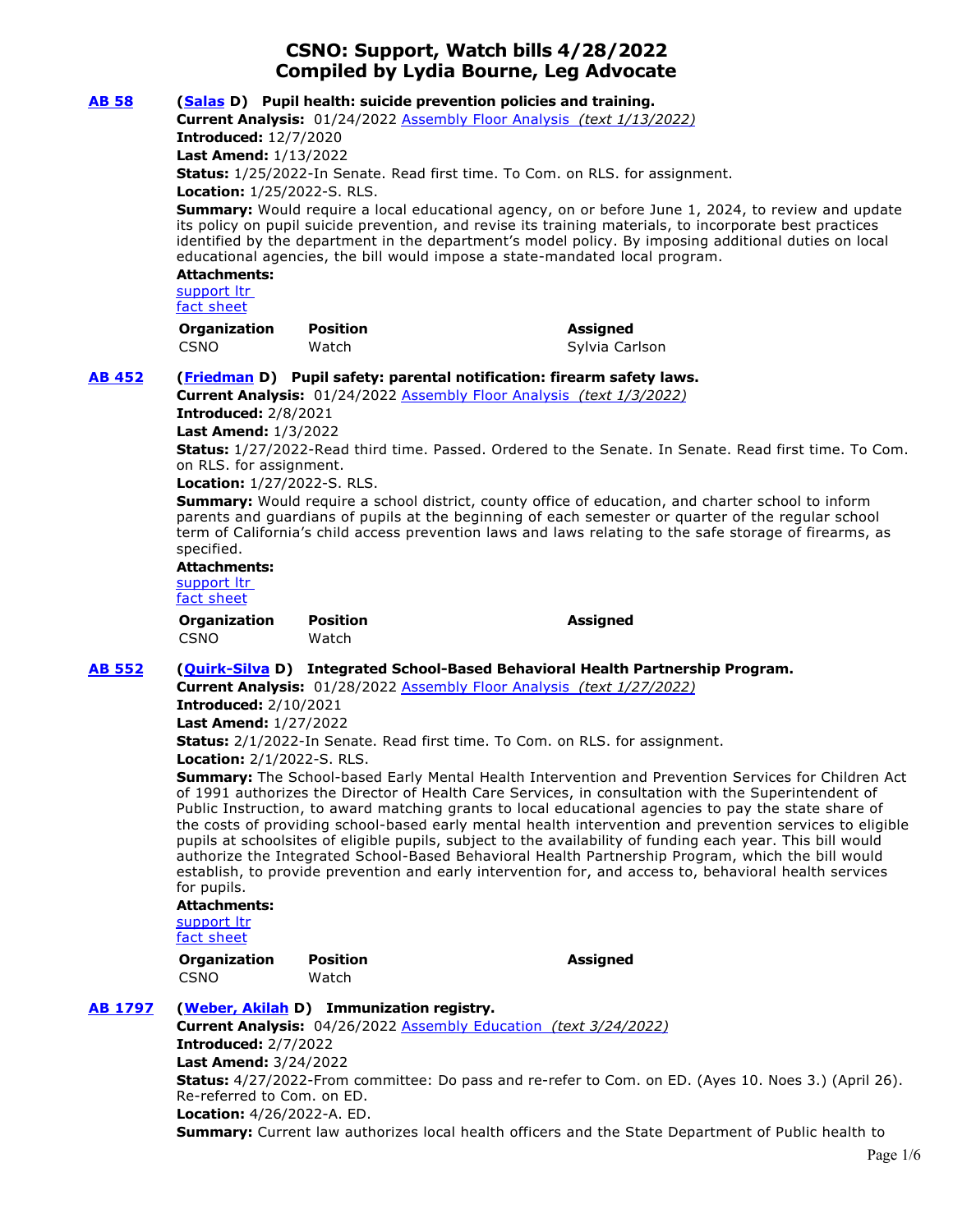# CSNO: Support, Watch bills 4/28/2022
# Compiled by Lydia Bourne, Leg Advocate

**AB 58** **(Salas D) Pupil health: suicide prevention policies and training.**

**Current Analysis:** 01/24/2022 Assembly Floor Analysis *(text 1/13/2022)*
**Introduced:** 12/7/2020
**Last Amend:** 1/13/2022
**Status:** 1/25/2022-In Senate. Read first time. To Com. on RLS. for assignment.
**Location:** 1/25/2022-S. RLS.
**Summary:** Would require a local educational agency, on or before June 1, 2024, to review and update its policy on pupil suicide prevention, and revise its training materials, to incorporate best practices identified by the department in the department's model policy. By imposing additional duties on local educational agencies, the bill would impose a state-mandated local program.
**Attachments:**
support ltr
fact sheet

| Organization | Position | Assigned |
|---|---|---|
| CSNO | Watch | Sylvia Carlson |

**AB 452** **(Friedman D) Pupil safety: parental notification: firearm safety laws.**

**Current Analysis:** 01/24/2022 Assembly Floor Analysis *(text 1/3/2022)*
**Introduced:** 2/8/2021
**Last Amend:** 1/3/2022
**Status:** 1/27/2022-Read third time. Passed. Ordered to the Senate. In Senate. Read first time. To Com. on RLS. for assignment.
**Location:** 1/27/2022-S. RLS.
**Summary:** Would require a school district, county office of education, and charter school to inform parents and guardians of pupils at the beginning of each semester or quarter of the regular school term of California's child access prevention laws and laws relating to the safe storage of firearms, as specified.
**Attachments:**
support ltr
fact sheet

| Organization | Position | Assigned |
|---|---|---|
| CSNO | Watch | |

**AB 552** **(Quirk-Silva D) Integrated School-Based Behavioral Health Partnership Program.**

**Current Analysis:** 01/28/2022 Assembly Floor Analysis *(text 1/27/2022)*
**Introduced:** 2/10/2021
**Last Amend:** 1/27/2022
**Status:** 2/1/2022-In Senate. Read first time. To Com. on RLS. for assignment.
**Location:** 2/1/2022-S. RLS.
**Summary:** The School-based Early Mental Health Intervention and Prevention Services for Children Act of 1991 authorizes the Director of Health Care Services, in consultation with the Superintendent of Public Instruction, to award matching grants to local educational agencies to pay the state share of the costs of providing school-based early mental health intervention and prevention services to eligible pupils at schoolsites of eligible pupils, subject to the availability of funding each year. This bill would authorize the Integrated School-Based Behavioral Health Partnership Program, which the bill would establish, to provide prevention and early intervention for, and access to, behavioral health services for pupils.
**Attachments:**
support ltr
fact sheet

| Organization | Position | Assigned |
|---|---|---|
| CSNO | Watch | |

**AB 1797** **(Weber, Akilah D) Immunization registry.**

**Current Analysis:** 04/26/2022 Assembly Education *(text 3/24/2022)*
**Introduced:** 2/7/2022
**Last Amend:** 3/24/2022
**Status:** 4/27/2022-From committee: Do pass and re-refer to Com. on ED. (Ayes 10. Noes 3.) (April 26). Re-referred to Com. on ED.
**Location:** 4/26/2022-A. ED.
**Summary:** Current law authorizes local health officers and the State Department of Public health to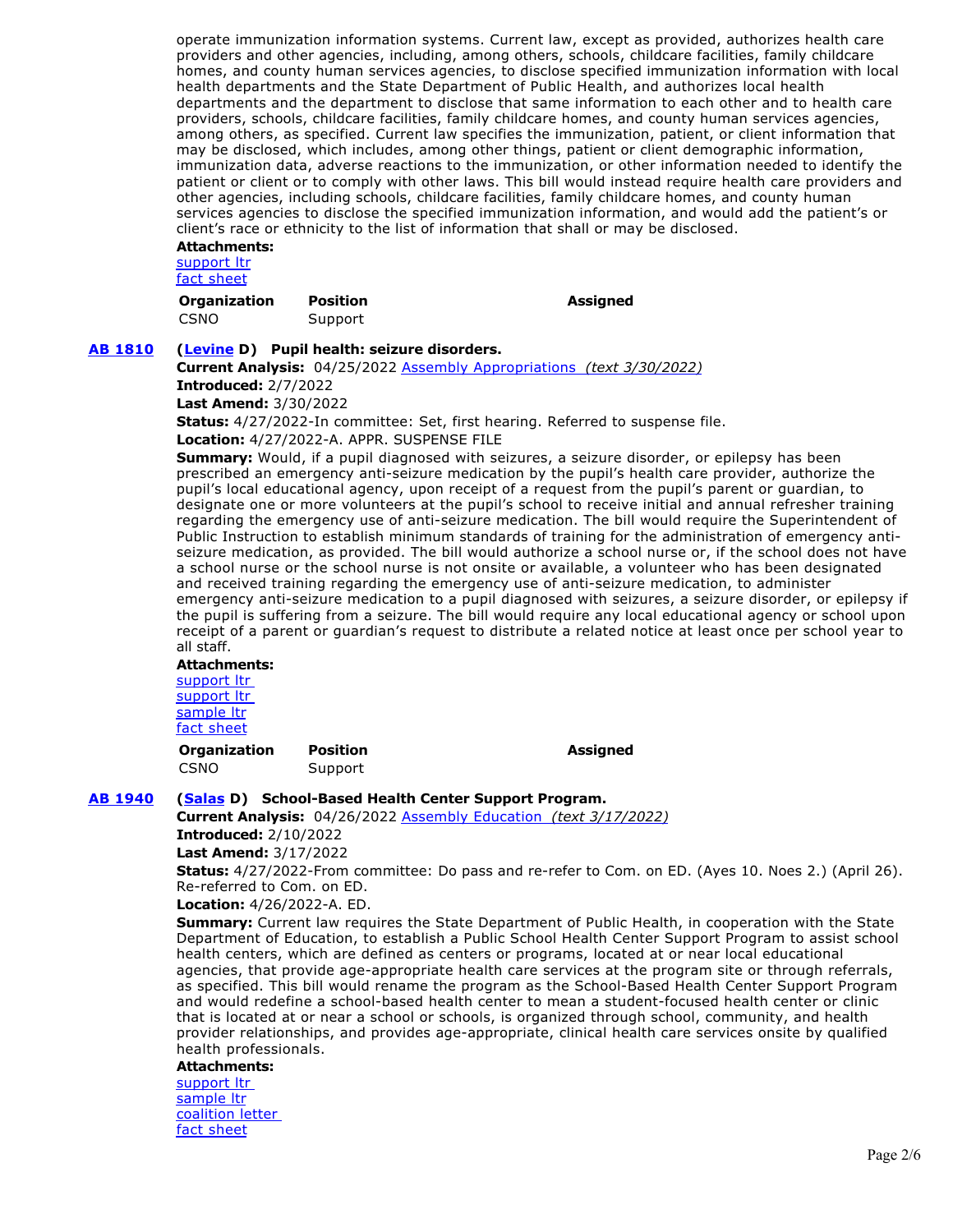operate immunization information systems. Current law, except as provided, authorizes health care providers and other agencies, including, among others, schools, childcare facilities, family childcare homes, and county human services agencies, to disclose specified immunization information with local health departments and the State Department of Public Health, and authorizes local health departments and the department to disclose that same information to each other and to health care providers, schools, childcare facilities, family childcare homes, and county human services agencies, among others, as specified. Current law specifies the immunization, patient, or client information that may be disclosed, which includes, among other things, patient or client demographic information, immunization data, adverse reactions to the immunization, or other information needed to identify the patient or client or to comply with other laws. This bill would instead require health care providers and other agencies, including schools, childcare facilities, family childcare homes, and county human services agencies to disclose the specified immunization information, and would add the patient's or client's race or ethnicity to the list of information that shall or may be disclosed.

**Attachments:**
support ltr
fact sheet

| Organization | Position | Assigned |
|---|---|---|
| CSNO | Support | |

**AB 1810** (**Levine** D) **Pupil health: seizure disorders.**

**Current Analysis:** 04/25/2022 Assembly Appropriations *(text 3/30/2022)*
**Introduced:** 2/7/2022
**Last Amend:** 3/30/2022
**Status:** 4/27/2022-In committee: Set, first hearing. Referred to suspense file.
**Location:** 4/27/2022-A. APPR. SUSPENSE FILE
**Summary:** Would, if a pupil diagnosed with seizures, a seizure disorder, or epilepsy has been prescribed an emergency anti-seizure medication by the pupil's health care provider, authorize the pupil's local educational agency, upon receipt of a request from the pupil's parent or guardian, to designate one or more volunteers at the pupil's school to receive initial and annual refresher training regarding the emergency use of anti-seizure medication. The bill would require the Superintendent of Public Instruction to establish minimum standards of training for the administration of emergency anti-seizure medication, as provided. The bill would authorize a school nurse or, if the school does not have a school nurse or the school nurse is not onsite or available, a volunteer who has been designated and received training regarding the emergency use of anti-seizure medication, to administer emergency anti-seizure medication to a pupil diagnosed with seizures, a seizure disorder, or epilepsy if the pupil is suffering from a seizure. The bill would require any local educational agency or school upon receipt of a parent or guardian's request to distribute a related notice at least once per school year to all staff.

**Attachments:**
support ltr
support ltr
sample ltr
fact sheet

| Organization | Position | Assigned |
|---|---|---|
| CSNO | Support | |

**AB 1940** (**Salas** D) **School-Based Health Center Support Program.**

**Current Analysis:** 04/26/2022 Assembly Education *(text 3/17/2022)*
**Introduced:** 2/10/2022
**Last Amend:** 3/17/2022
**Status:** 4/27/2022-From committee: Do pass and re-refer to Com. on ED. (Ayes 10. Noes 2.) (April 26). Re-referred to Com. on ED.
**Location:** 4/26/2022-A. ED.
**Summary:** Current law requires the State Department of Public Health, in cooperation with the State Department of Education, to establish a Public School Health Center Support Program to assist school health centers, which are defined as centers or programs, located at or near local educational agencies, that provide age-appropriate health care services at the program site or through referrals, as specified. This bill would rename the program as the School-Based Health Center Support Program and would redefine a school-based health center to mean a student-focused health center or clinic that is located at or near a school or schools, is organized through school, community, and health provider relationships, and provides age-appropriate, clinical health care services onsite by qualified health professionals.

**Attachments:**
support ltr
sample ltr
coalition letter
fact sheet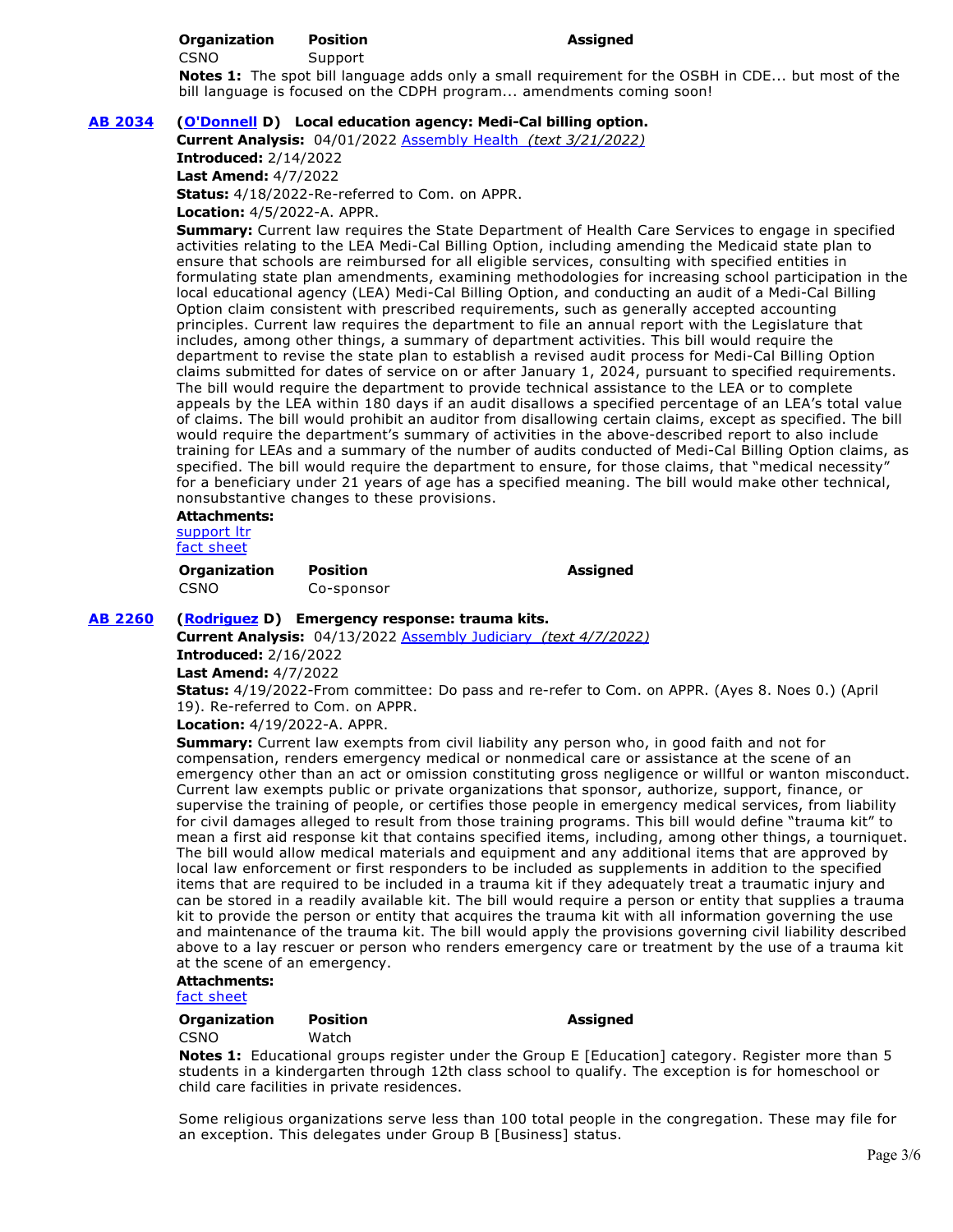| Organization | Position | Assigned |
| --- | --- | --- |
| CSNO | Support | |

**Notes 1:** The spot bill language adds only a small requirement for the OSBH in CDE... but most of the bill language is focused on the CDPH program... amendments coming soon!

## AB 2034 (O'Donnell D) Local education agency: Medi-Cal billing option.

**Current Analysis:** 04/01/2022 Assembly Health *(text 3/21/2022)*

**Introduced:** 2/14/2022

**Last Amend:** 4/7/2022

**Status:** 4/18/2022-Re-referred to Com. on APPR.

**Location:** 4/5/2022-A. APPR.

**Summary:** Current law requires the State Department of Health Care Services to engage in specified activities relating to the LEA Medi-Cal Billing Option, including amending the Medicaid state plan to ensure that schools are reimbursed for all eligible services, consulting with specified entities in formulating state plan amendments, examining methodologies for increasing school participation in the local educational agency (LEA) Medi-Cal Billing Option, and conducting an audit of a Medi-Cal Billing Option claim consistent with prescribed requirements, such as generally accepted accounting principles. Current law requires the department to file an annual report with the Legislature that includes, among other things, a summary of department activities. This bill would require the department to revise the state plan to establish a revised audit process for Medi-Cal Billing Option claims submitted for dates of service on or after January 1, 2024, pursuant to specified requirements. The bill would require the department to provide technical assistance to the LEA or to complete appeals by the LEA within 180 days if an audit disallows a specified percentage of an LEA's total value of claims. The bill would prohibit an auditor from disallowing certain claims, except as specified. The bill would require the department's summary of activities in the above-described report to also include training for LEAs and a summary of the number of audits conducted of Medi-Cal Billing Option claims, as specified. The bill would require the department to ensure, for those claims, that "medical necessity" for a beneficiary under 21 years of age has a specified meaning. The bill would make other technical, nonsubstantive changes to these provisions.

**Attachments:**
support ltr
fact sheet

| Organization | Position | Assigned |
| --- | --- | --- |
| CSNO | Co-sponsor | |

## AB 2260 (Rodriguez D) Emergency response: trauma kits.

**Current Analysis:** 04/13/2022 Assembly Judiciary *(text 4/7/2022)*

**Introduced:** 2/16/2022

**Last Amend:** 4/7/2022

**Status:** 4/19/2022-From committee: Do pass and re-refer to Com. on APPR. (Ayes 8. Noes 0.) (April 19). Re-referred to Com. on APPR.

**Location:** 4/19/2022-A. APPR.

**Summary:** Current law exempts from civil liability any person who, in good faith and not for compensation, renders emergency medical or nonmedical care or assistance at the scene of an emergency other than an act or omission constituting gross negligence or willful or wanton misconduct. Current law exempts public or private organizations that sponsor, authorize, support, finance, or supervise the training of people, or certifies those people in emergency medical services, from liability for civil damages alleged to result from those training programs. This bill would define "trauma kit" to mean a first aid response kit that contains specified items, including, among other things, a tourniquet. The bill would allow medical materials and equipment and any additional items that are approved by local law enforcement or first responders to be included as supplements in addition to the specified items that are required to be included in a trauma kit if they adequately treat a traumatic injury and can be stored in a readily available kit. The bill would require a person or entity that supplies a trauma kit to provide the person or entity that acquires the trauma kit with all information governing the use and maintenance of the trauma kit. The bill would apply the provisions governing civil liability described above to a lay rescuer or person who renders emergency care or treatment by the use of a trauma kit at the scene of an emergency.

**Attachments:**
fact sheet

| Organization | Position | Assigned |
| --- | --- | --- |
| CSNO | Watch | |

**Notes 1:** Educational groups register under the Group E [Education] category. Register more than 5 students in a kindergarten through 12th class school to qualify. The exception is for homeschool or child care facilities in private residences.

Some religious organizations serve less than 100 total people in the congregation. These may file for an exception. This delegates under Group B [Business] status.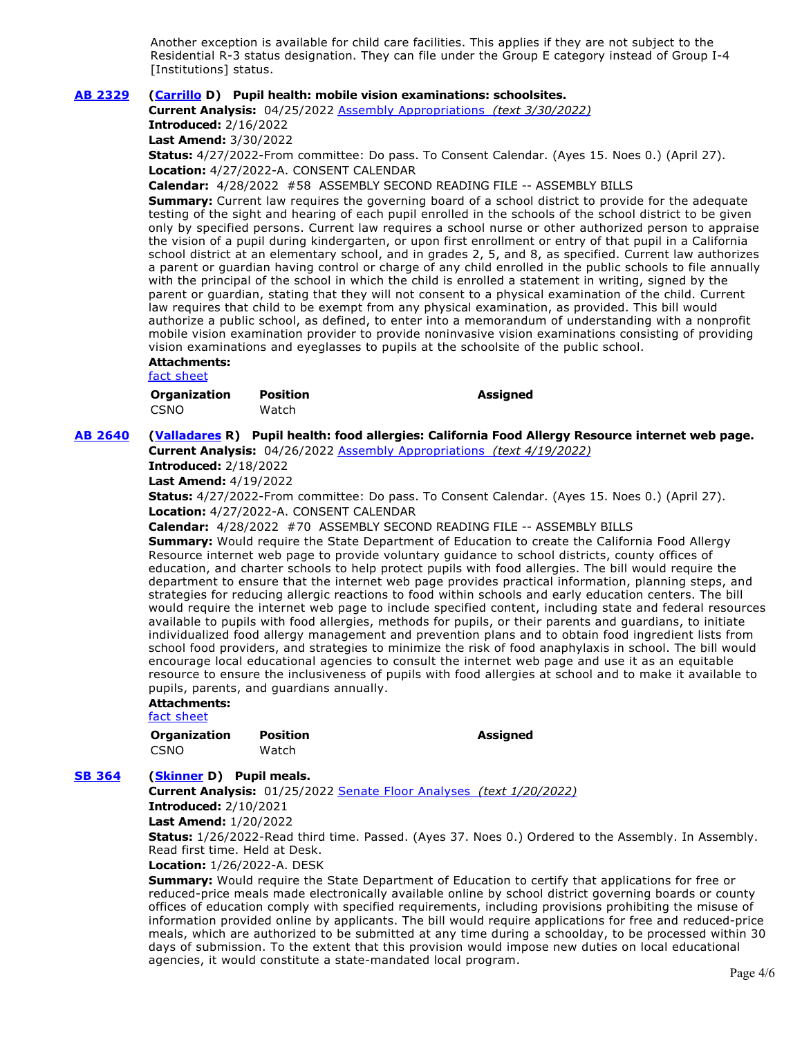Another exception is available for child care facilities. This applies if they are not subject to the Residential R-3 status designation. They can file under the Group E category instead of Group I-4 [Institutions] status.

**AB 2329** **(Carrillo D) Pupil health: mobile vision examinations: schoolsites.**

**Current Analysis:** 04/25/2022 Assembly Appropriations *(text 3/30/2022)*

**Introduced:** 2/16/2022

**Last Amend:** 3/30/2022

**Status:** 4/27/2022-From committee: Do pass. To Consent Calendar. (Ayes 15. Noes 0.) (April 27).

**Location:** 4/27/2022-A. CONSENT CALENDAR

**Calendar:** 4/28/2022 #58 ASSEMBLY SECOND READING FILE -- ASSEMBLY BILLS

**Summary:** Current law requires the governing board of a school district to provide for the adequate testing of the sight and hearing of each pupil enrolled in the schools of the school district to be given only by specified persons. Current law requires a school nurse or other authorized person to appraise the vision of a pupil during kindergarten, or upon first enrollment or entry of that pupil in a California school district at an elementary school, and in grades 2, 5, and 8, as specified. Current law authorizes a parent or guardian having control or charge of any child enrolled in the public schools to file annually with the principal of the school in which the child is enrolled a statement in writing, signed by the parent or guardian, stating that they will not consent to a physical examination of the child. Current law requires that child to be exempt from any physical examination, as provided. This bill would authorize a public school, as defined, to enter into a memorandum of understanding with a nonprofit mobile vision examination provider to provide noninvasive vision examinations consisting of providing vision examinations and eyeglasses to pupils at the schoolsite of the public school.

**Attachments:**

fact sheet

| Organization | Position | Assigned |
|---|---|---|
| CSNO | Watch | |

**AB 2640** **(Valladares R) Pupil health: food allergies: California Food Allergy Resource internet web page.**

**Current Analysis:** 04/26/2022 Assembly Appropriations *(text 4/19/2022)*

**Introduced:** 2/18/2022

**Last Amend:** 4/19/2022

**Status:** 4/27/2022-From committee: Do pass. To Consent Calendar. (Ayes 15. Noes 0.) (April 27).

**Location:** 4/27/2022-A. CONSENT CALENDAR

**Calendar:** 4/28/2022 #70 ASSEMBLY SECOND READING FILE -- ASSEMBLY BILLS

**Summary:** Would require the State Department of Education to create the California Food Allergy Resource internet web page to provide voluntary guidance to school districts, county offices of education, and charter schools to help protect pupils with food allergies. The bill would require the department to ensure that the internet web page provides practical information, planning steps, and strategies for reducing allergic reactions to food within schools and early education centers. The bill would require the internet web page to include specified content, including state and federal resources available to pupils with food allergies, methods for pupils, or their parents and guardians, to initiate individualized food allergy management and prevention plans and to obtain food ingredient lists from school food providers, and strategies to minimize the risk of food anaphylaxis in school. The bill would encourage local educational agencies to consult the internet web page and use it as an equitable resource to ensure the inclusiveness of pupils with food allergies at school and to make it available to pupils, parents, and guardians annually.

**Attachments:**

fact sheet

| Organization | Position | Assigned |
|---|---|---|
| CSNO | Watch | |

**SB 364** **(Skinner D) Pupil meals.**

**Current Analysis:** 01/25/2022 Senate Floor Analyses *(text 1/20/2022)*

**Introduced:** 2/10/2021

**Last Amend:** 1/20/2022

**Status:** 1/26/2022-Read third time. Passed. (Ayes 37. Noes 0.) Ordered to the Assembly. In Assembly. Read first time. Held at Desk.

**Location:** 1/26/2022-A. DESK

**Summary:** Would require the State Department of Education to certify that applications for free or reduced-price meals made electronically available online by school district governing boards or county offices of education comply with specified requirements, including provisions prohibiting the misuse of information provided online by applicants. The bill would require applications for free and reduced-price meals, which are authorized to be submitted at any time during a schoolday, to be processed within 30 days of submission. To the extent that this provision would impose new duties on local educational agencies, it would constitute a state-mandated local program.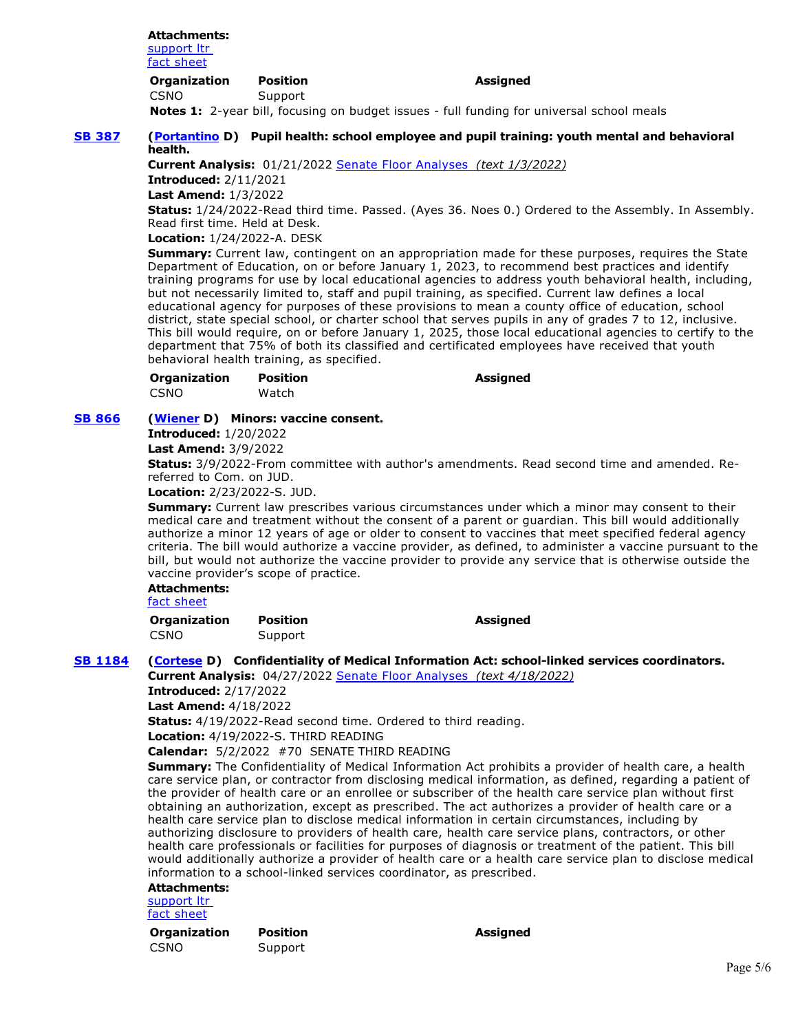**Attachments:**
support ltr
fact sheet

| Organization | Position | Assigned |
| --- | --- | --- |
| CSNO | Support | |

**Notes 1:** 2-year bill, focusing on budget issues - full funding for universal school meals

**SB 387** **(Portantino D) Pupil health: school employee and pupil training: youth mental and behavioral health.**

**Current Analysis:** 01/21/2022 Senate Floor Analyses *(text 1/3/2022)*

**Introduced:** 2/11/2021

**Last Amend:** 1/3/2022

**Status:** 1/24/2022-Read third time. Passed. (Ayes 36. Noes 0.) Ordered to the Assembly. In Assembly. Read first time. Held at Desk.

**Location:** 1/24/2022-A. DESK

**Summary:** Current law, contingent on an appropriation made for these purposes, requires the State Department of Education, on or before January 1, 2023, to recommend best practices and identify training programs for use by local educational agencies to address youth behavioral health, including, but not necessarily limited to, staff and pupil training, as specified. Current law defines a local educational agency for purposes of these provisions to mean a county office of education, school district, state special school, or charter school that serves pupils in any of grades 7 to 12, inclusive. This bill would require, on or before January 1, 2025, those local educational agencies to certify to the department that 75% of both its classified and certificated employees have received that youth behavioral health training, as specified.

| Organization | Position | Assigned |
| --- | --- | --- |
| CSNO | Watch | |

**SB 866** **(Wiener D) Minors: vaccine consent.**

**Introduced:** 1/20/2022

**Last Amend:** 3/9/2022

**Status:** 3/9/2022-From committee with author's amendments. Read second time and amended. Re-referred to Com. on JUD.

**Location:** 2/23/2022-S. JUD.

**Summary:** Current law prescribes various circumstances under which a minor may consent to their medical care and treatment without the consent of a parent or guardian. This bill would additionally authorize a minor 12 years of age or older to consent to vaccines that meet specified federal agency criteria. The bill would authorize a vaccine provider, as defined, to administer a vaccine pursuant to the bill, but would not authorize the vaccine provider to provide any service that is otherwise outside the vaccine provider's scope of practice.

**Attachments:**
fact sheet

| Organization | Position | Assigned |
| --- | --- | --- |
| CSNO | Support | |

**SB 1184** **(Cortese D) Confidentiality of Medical Information Act: school-linked services coordinators.**

**Current Analysis:** 04/27/2022 Senate Floor Analyses *(text 4/18/2022)*

**Introduced:** 2/17/2022

**Last Amend:** 4/18/2022

**Status:** 4/19/2022-Read second time. Ordered to third reading.

**Location:** 4/19/2022-S. THIRD READING

**Calendar:** 5/2/2022 #70 SENATE THIRD READING

**Summary:** The Confidentiality of Medical Information Act prohibits a provider of health care, a health care service plan, or contractor from disclosing medical information, as defined, regarding a patient of the provider of health care or an enrollee or subscriber of the health care service plan without first obtaining an authorization, except as prescribed. The act authorizes a provider of health care or a health care service plan to disclose medical information in certain circumstances, including by authorizing disclosure to providers of health care, health care service plans, contractors, or other health care professionals or facilities for purposes of diagnosis or treatment of the patient. This bill would additionally authorize a provider of health care or a health care service plan to disclose medical information to a school-linked services coordinator, as prescribed.

**Attachments:**
support ltr
fact sheet

| Organization | Position | Assigned |
| --- | --- | --- |
| CSNO | Support | |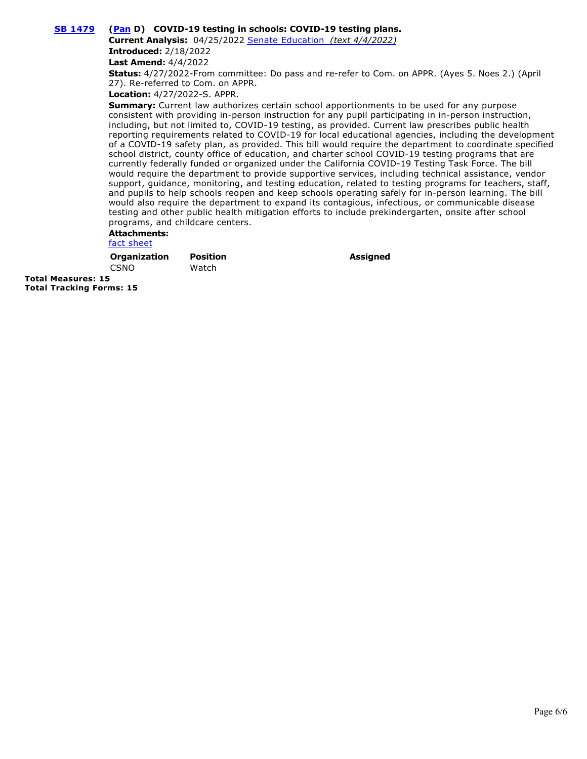**SB 1479** **(Pan D) COVID-19 testing in schools: COVID-19 testing plans.**

**Current Analysis:** 04/25/2022 Senate Education *(text 4/4/2022)*

**Introduced:** 2/18/2022

**Last Amend:** 4/4/2022

**Status:** 4/27/2022-From committee: Do pass and re-refer to Com. on APPR. (Ayes 5. Noes 2.) (April 27). Re-referred to Com. on APPR.

**Location:** 4/27/2022-S. APPR.

**Summary:** Current law authorizes certain school apportionments to be used for any purpose consistent with providing in-person instruction for any pupil participating in in-person instruction, including, but not limited to, COVID-19 testing, as provided. Current law prescribes public health reporting requirements related to COVID-19 for local educational agencies, including the development of a COVID-19 safety plan, as provided. This bill would require the department to coordinate specified school district, county office of education, and charter school COVID-19 testing programs that are currently federally funded or organized under the California COVID-19 Testing Task Force. The bill would require the department to provide supportive services, including technical assistance, vendor support, guidance, monitoring, and testing education, related to testing programs for teachers, staff, and pupils to help schools reopen and keep schools operating safely for in-person learning. The bill would also require the department to expand its contagious, infectious, or communicable disease testing and other public health mitigation efforts to include prekindergarten, onsite after school programs, and childcare centers.

**Attachments:**
fact sheet

| Organization | Position | Assigned |
| --- | --- | --- |
| CSNO | Watch | |

**Total Measures: 15**
**Total Tracking Forms: 15**